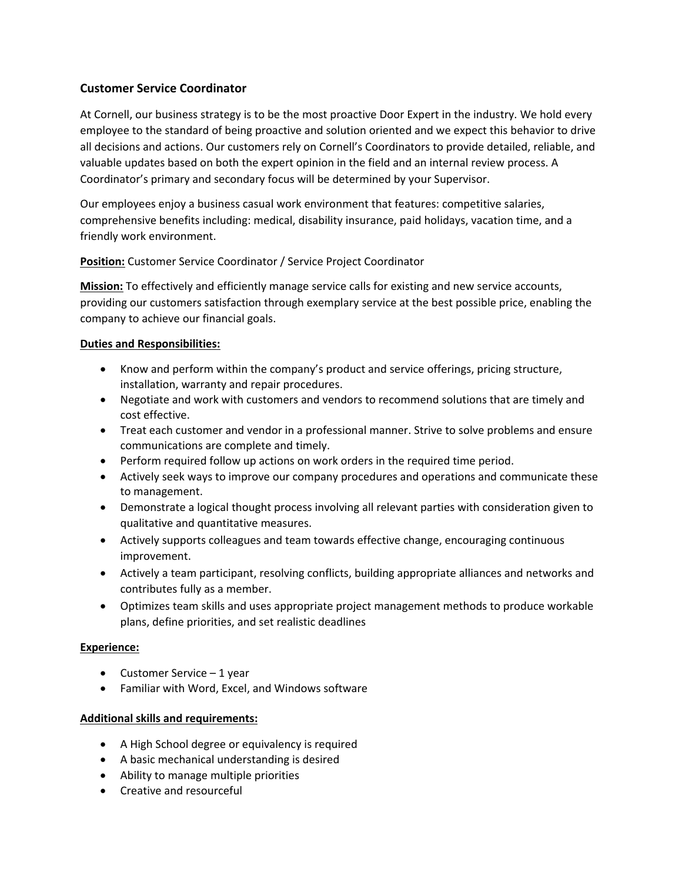## Customer Service Coordinator

At Cornell, our business strategy is to be the most proactive Door Expert in the industry. We hold every employee to the standard of being proactive and solution oriented and we expect this behavior to drive all decisions and actions. Our customers rely on Cornell's Coordinators to provide detailed, reliable, and valuable updates based on both the expert opinion in the field and an internal review process. A Coordinator's primary and secondary focus will be determined by your Supervisor.

Our employees enjoy a business casual work environment that features: competitive salaries, comprehensive benefits including: medical, disability insurance, paid holidays, vacation time, and a friendly work environment.

**Position:** Customer Service Coordinator / Service Project Coordinator

**Mission:** To effectively and efficiently manage service calls for existing and new service accounts, providing our customers satisfaction through exemplary service at the best possible price, enabling the company to achieve our financial goals.

**Duties and Responsibilities:**

- Know and perform within the company's product and service offerings, pricing structure, installation, warranty and repair procedures.
- Negotiate and work with customers and vendors to recommend solutions that are timely and cost effective.
- Treat each customer and vendor in a professional manner. Strive to solve problems and ensure communications are complete and timely.
- Perform required follow up actions on work orders in the required time period.
- Actively seek ways to improve our company procedures and operations and communicate these to management.
- Demonstrate a logical thought process involving all relevant parties with consideration given to qualitative and quantitative measures.
- Actively supports colleagues and team towards effective change, encouraging continuous improvement.
- Actively a team participant, resolving conflicts, building appropriate alliances and networks and contributes fully as a member.
- Optimizes team skills and uses appropriate project management methods to produce workable plans, define priorities, and set realistic deadlines

**Experience:**

- Customer Service – 1 year
- Familiar with Word, Excel, and Windows software

**Additional skills and requirements:**

- A High School degree or equivalency is required
- A basic mechanical understanding is desired
- Ability to manage multiple priorities
- Creative and resourceful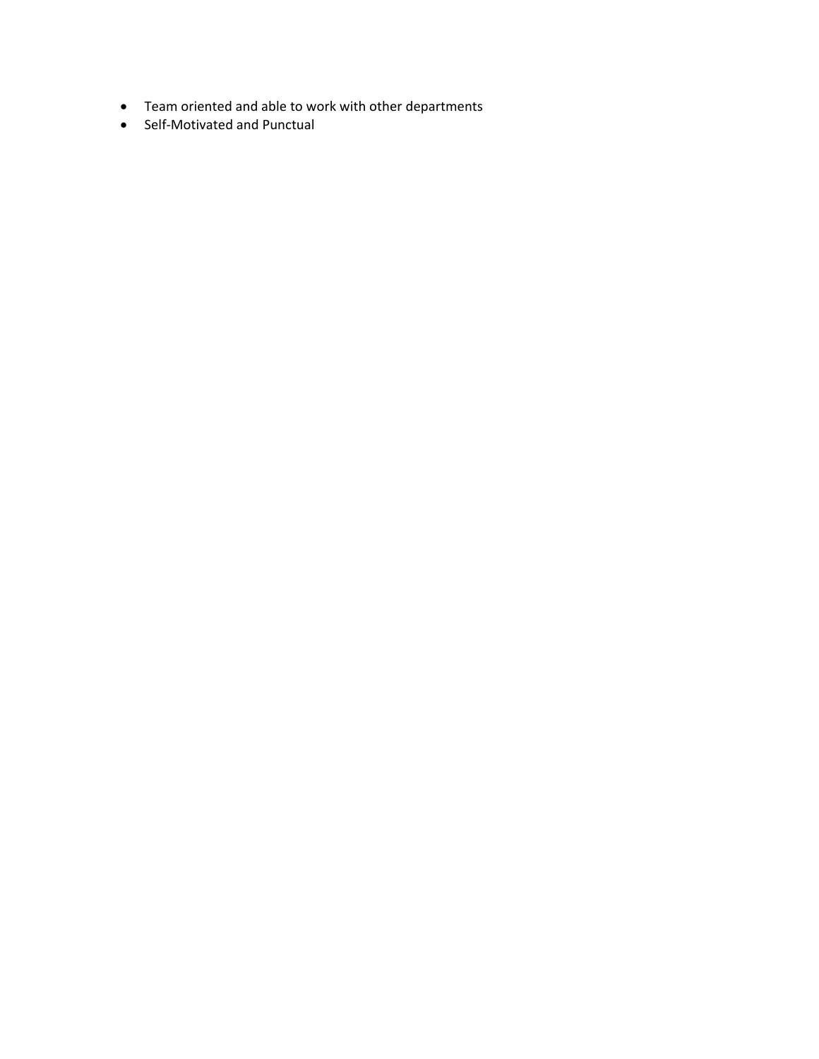- Team oriented and able to work with other departments
- Self-Motivated and Punctual